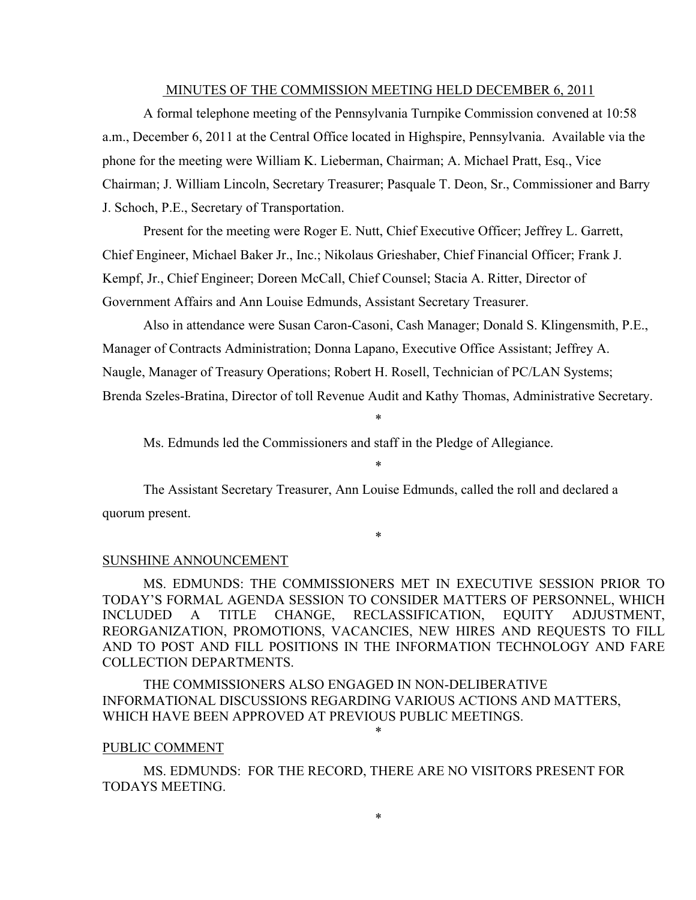# MINUTES OF THE COMMISSION MEETING HELD DECEMBER 6, 2011

A formal telephone meeting of the Pennsylvania Turnpike Commission convened at 10:58 a.m., December 6, 2011 at the Central Office located in Highspire, Pennsylvania. Available via the phone for the meeting were William K. Lieberman, Chairman; A. Michael Pratt, Esq., Vice Chairman; J. William Lincoln, Secretary Treasurer; Pasquale T. Deon, Sr., Commissioner and Barry J. Schoch, P.E., Secretary of Transportation.

Present for the meeting were Roger E. Nutt, Chief Executive Officer; Jeffrey L. Garrett, Chief Engineer, Michael Baker Jr., Inc.; Nikolaus Grieshaber, Chief Financial Officer; Frank J. Kempf, Jr., Chief Engineer; Doreen McCall, Chief Counsel; Stacia A. Ritter, Director of Government Affairs and Ann Louise Edmunds, Assistant Secretary Treasurer.

Also in attendance were Susan Caron-Casoni, Cash Manager; Donald S. Klingensmith, P.E., Manager of Contracts Administration; Donna Lapano, Executive Office Assistant; Jeffrey A. Naugle, Manager of Treasury Operations; Robert H. Rosell, Technician of PC/LAN Systems; Brenda Szeles-Bratina, Director of toll Revenue Audit and Kathy Thomas, Administrative Secretary.

*

Ms. Edmunds led the Commissioners and staff in the Pledge of Allegiance.

*

The Assistant Secretary Treasurer, Ann Louise Edmunds, called the roll and declared a quorum present.

*

## SUNSHINE ANNOUNCEMENT

MS. EDMUNDS: THE COMMISSIONERS MET IN EXECUTIVE SESSION PRIOR TO TODAY'S FORMAL AGENDA SESSION TO CONSIDER MATTERS OF PERSONNEL, WHICH INCLUDED A TITLE CHANGE, RECLASSIFICATION, EQUITY ADJUSTMENT, REORGANIZATION, PROMOTIONS, VACANCIES, NEW HIRES AND REQUESTS TO FILL AND TO POST AND FILL POSITIONS IN THE INFORMATION TECHNOLOGY AND FARE COLLECTION DEPARTMENTS.

THE COMMISSIONERS ALSO ENGAGED IN NON-DELIBERATIVE INFORMATIONAL DISCUSSIONS REGARDING VARIOUS ACTIONS AND MATTERS, WHICH HAVE BEEN APPROVED AT PREVIOUS PUBLIC MEETINGS.

*

## PUBLIC COMMENT

MS. EDMUNDS: FOR THE RECORD, THERE ARE NO VISITORS PRESENT FOR TODAYS MEETING.

*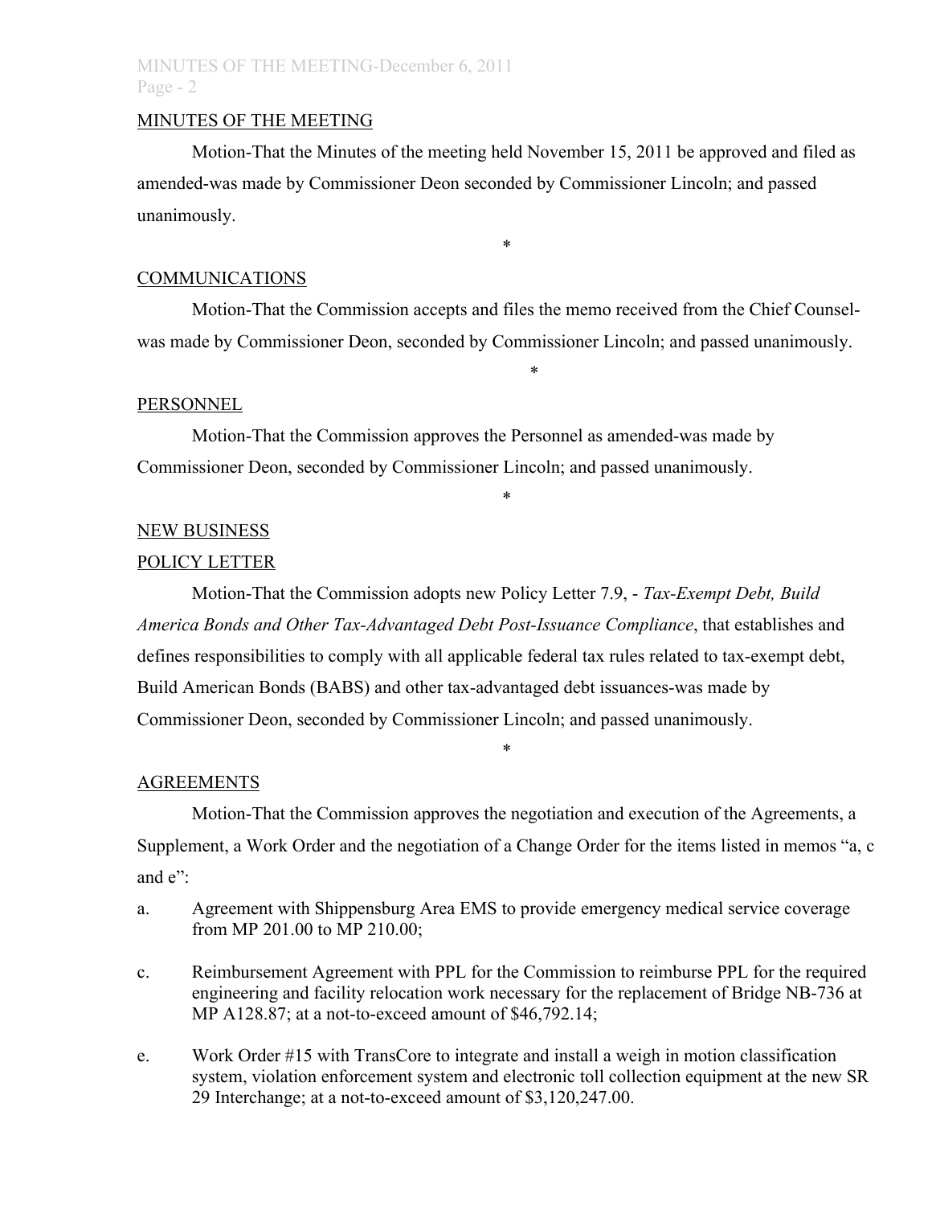## MINUTES OF THE MEETING

Motion-That the Minutes of the meeting held November 15, 2011 be approved and filed as amended-was made by Commissioner Deon seconded by Commissioner Lincoln; and passed unanimously.

*

## COMMUNICATIONS

Motion-That the Commission accepts and files the memo received from the Chief Counsel-was made by Commissioner Deon, seconded by Commissioner Lincoln; and passed unanimously.

*

## PERSONNEL

Motion-That the Commission approves the Personnel as amended-was made by Commissioner Deon, seconded by Commissioner Lincoln; and passed unanimously.

*

## NEW BUSINESS

### POLICY LETTER

Motion-That the Commission adopts new Policy Letter 7.9, - *Tax-Exempt Debt, Build America Bonds and Other Tax-Advantaged Debt Post-Issuance Compliance*, that establishes and defines responsibilities to comply with all applicable federal tax rules related to tax-exempt debt, Build American Bonds (BABS) and other tax-advantaged debt issuances-was made by Commissioner Deon, seconded by Commissioner Lincoln; and passed unanimously.

*

### AGREEMENTS

Motion-That the Commission approves the negotiation and execution of the Agreements, a Supplement, a Work Order and the negotiation of a Change Order for the items listed in memos "a, c and e":

a. Agreement with Shippensburg Area EMS to provide emergency medical service coverage from MP 201.00 to MP 210.00;

c. Reimbursement Agreement with PPL for the Commission to reimburse PPL for the required engineering and facility relocation work necessary for the replacement of Bridge NB-736 at MP A128.87; at a not-to-exceed amount of $46,792.14;

e. Work Order #15 with TransCore to integrate and install a weigh in motion classification system, violation enforcement system and electronic toll collection equipment at the new SR 29 Interchange; at a not-to-exceed amount of $3,120,247.00.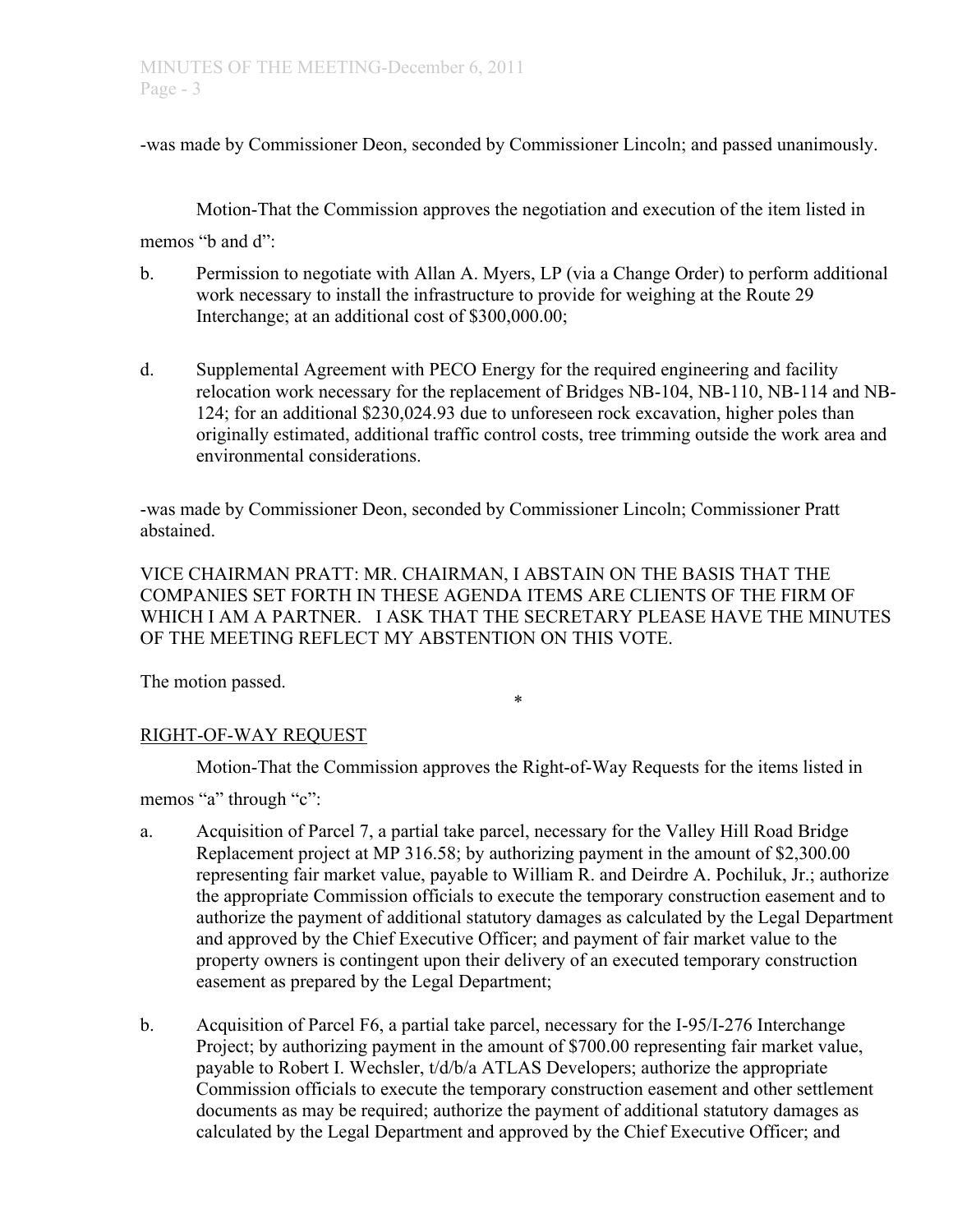-was made by Commissioner Deon, seconded by Commissioner Lincoln; and passed unanimously.

Motion-That the Commission approves the negotiation and execution of the item listed in memos "b and d":

b. Permission to negotiate with Allan A. Myers, LP (via a Change Order) to perform additional work necessary to install the infrastructure to provide for weighing at the Route 29 Interchange; at an additional cost of $300,000.00;

d. Supplemental Agreement with PECO Energy for the required engineering and facility relocation work necessary for the replacement of Bridges NB-104, NB-110, NB-114 and NB-124; for an additional $230,024.93 due to unforeseen rock excavation, higher poles than originally estimated, additional traffic control costs, tree trimming outside the work area and environmental considerations.

-was made by Commissioner Deon, seconded by Commissioner Lincoln; Commissioner Pratt abstained.

VICE CHAIRMAN PRATT: MR. CHAIRMAN, I ABSTAIN ON THE BASIS THAT THE COMPANIES SET FORTH IN THESE AGENDA ITEMS ARE CLIENTS OF THE FIRM OF WHICH I AM A PARTNER. I ASK THAT THE SECRETARY PLEASE HAVE THE MINUTES OF THE MEETING REFLECT MY ABSTENTION ON THIS VOTE.

The motion passed.

*

RIGHT-OF-WAY REQUEST

Motion-That the Commission approves the Right-of-Way Requests for the items listed in memos "a" through "c":

a. Acquisition of Parcel 7, a partial take parcel, necessary for the Valley Hill Road Bridge Replacement project at MP 316.58; by authorizing payment in the amount of $2,300.00 representing fair market value, payable to William R. and Deirdre A. Pochiluk, Jr.; authorize the appropriate Commission officials to execute the temporary construction easement and to authorize the payment of additional statutory damages as calculated by the Legal Department and approved by the Chief Executive Officer; and payment of fair market value to the property owners is contingent upon their delivery of an executed temporary construction easement as prepared by the Legal Department;

b. Acquisition of Parcel F6, a partial take parcel, necessary for the I-95/I-276 Interchange Project; by authorizing payment in the amount of $700.00 representing fair market value, payable to Robert I. Wechsler, t/d/b/a ATLAS Developers; authorize the appropriate Commission officials to execute the temporary construction easement and other settlement documents as may be required; authorize the payment of additional statutory damages as calculated by the Legal Department and approved by the Chief Executive Officer; and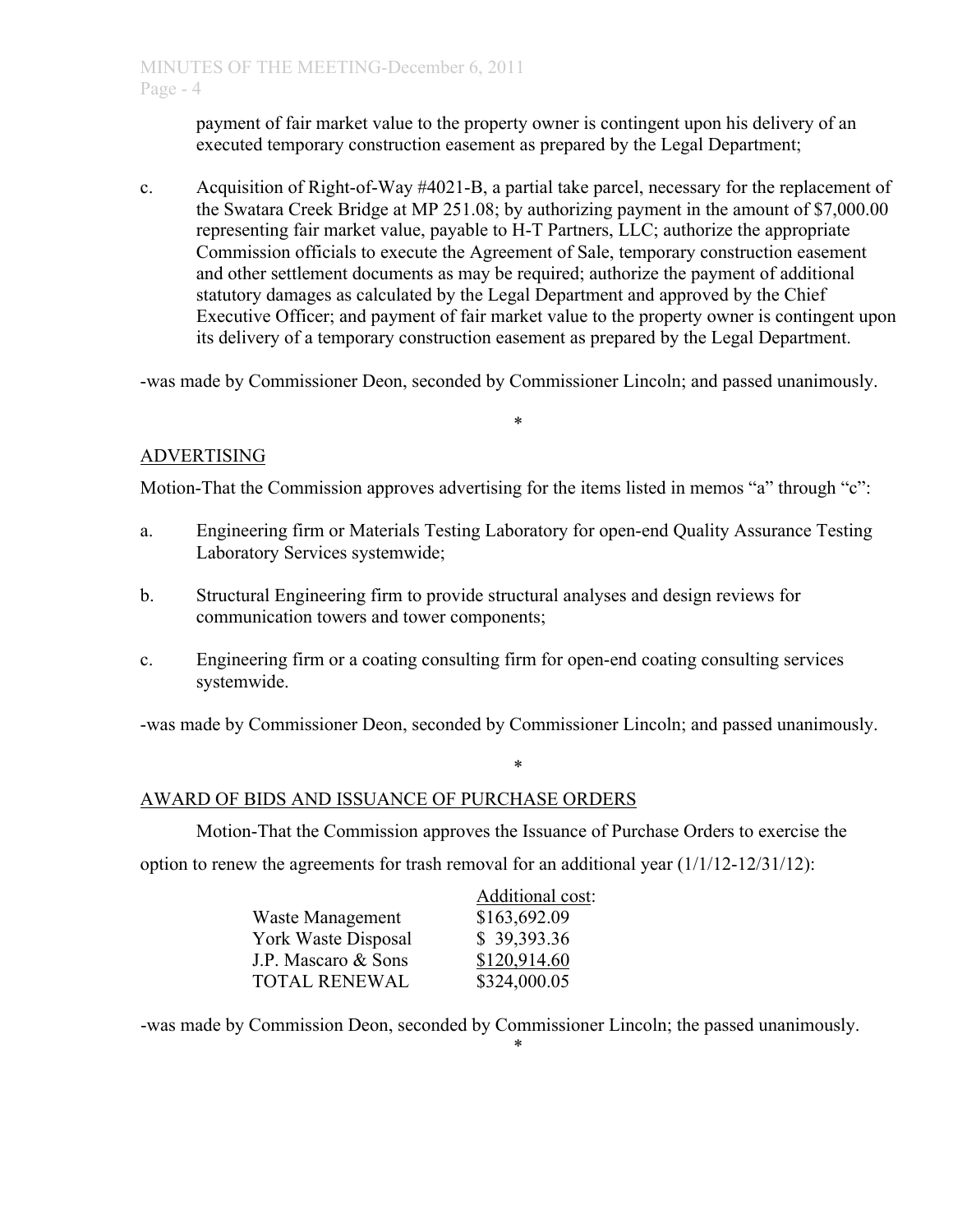payment of fair market value to the property owner is contingent upon his delivery of an executed temporary construction easement as prepared by the Legal Department;

c. Acquisition of Right-of-Way #4021-B, a partial take parcel, necessary for the replacement of the Swatara Creek Bridge at MP 251.08; by authorizing payment in the amount of $7,000.00 representing fair market value, payable to H-T Partners, LLC; authorize the appropriate Commission officials to execute the Agreement of Sale, temporary construction easement and other settlement documents as may be required; authorize the payment of additional statutory damages as calculated by the Legal Department and approved by the Chief Executive Officer; and payment of fair market value to the property owner is contingent upon its delivery of a temporary construction easement as prepared by the Legal Department.

-was made by Commissioner Deon, seconded by Commissioner Lincoln; and passed unanimously.

*

## ADVERTISING

Motion-That the Commission approves advertising for the items listed in memos "a" through "c":

a. Engineering firm or Materials Testing Laboratory for open-end Quality Assurance Testing Laboratory Services systemwide;

b. Structural Engineering firm to provide structural analyses and design reviews for communication towers and tower components;

c. Engineering firm or a coating consulting firm for open-end coating consulting services systemwide.

-was made by Commissioner Deon, seconded by Commissioner Lincoln; and passed unanimously.

*

## AWARD OF BIDS AND ISSUANCE OF PURCHASE ORDERS

Motion-That the Commission approves the Issuance of Purchase Orders to exercise the option to renew the agreements for trash removal for an additional year (1/1/12-12/31/12):

| | Additional cost: |
|---|---|
| Waste Management | $163,692.09 |
| York Waste Disposal | $ 39,393.36 |
| J.P. Mascaro & Sons | $120,914.60 |
| TOTAL RENEWAL | $324,000.05 |

-was made by Commission Deon, seconded by Commissioner Lincoln; the passed unanimously.

*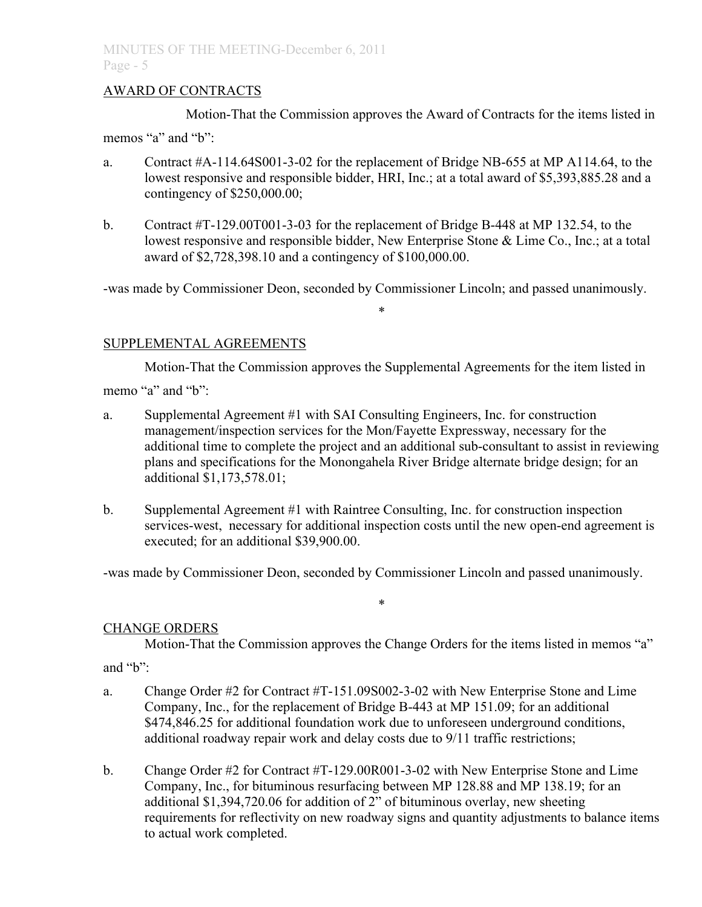## AWARD OF CONTRACTS

Motion-That the Commission approves the Award of Contracts for the items listed in memos "a" and "b":

a. Contract #A-114.64S001-3-02 for the replacement of Bridge NB-655 at MP A114.64, to the lowest responsive and responsible bidder, HRI, Inc.; at a total award of $5,393,885.28 and a contingency of $250,000.00;

b. Contract #T-129.00T001-3-03 for the replacement of Bridge B-448 at MP 132.54, to the lowest responsive and responsible bidder, New Enterprise Stone & Lime Co., Inc.; at a total award of $2,728,398.10 and a contingency of $100,000.00.

-was made by Commissioner Deon, seconded by Commissioner Lincoln; and passed unanimously.

*

## SUPPLEMENTAL AGREEMENTS

Motion-That the Commission approves the Supplemental Agreements for the item listed in memo "a" and "b":

a. Supplemental Agreement #1 with SAI Consulting Engineers, Inc. for construction management/inspection services for the Mon/Fayette Expressway, necessary for the additional time to complete the project and an additional sub-consultant to assist in reviewing plans and specifications for the Monongahela River Bridge alternate bridge design; for an additional $1,173,578.01;

b. Supplemental Agreement #1 with Raintree Consulting, Inc. for construction inspection services-west, necessary for additional inspection costs until the new open-end agreement is executed; for an additional $39,900.00.

-was made by Commissioner Deon, seconded by Commissioner Lincoln and passed unanimously.

*

## CHANGE ORDERS

Motion-That the Commission approves the Change Orders for the items listed in memos "a" and "b":

a. Change Order #2 for Contract #T-151.09S002-3-02 with New Enterprise Stone and Lime Company, Inc., for the replacement of Bridge B-443 at MP 151.09; for an additional $474,846.25 for additional foundation work due to unforeseen underground conditions, additional roadway repair work and delay costs due to 9/11 traffic restrictions;

b. Change Order #2 for Contract #T-129.00R001-3-02 with New Enterprise Stone and Lime Company, Inc., for bituminous resurfacing between MP 128.88 and MP 138.19; for an additional $1,394,720.06 for addition of 2" of bituminous overlay, new sheeting requirements for reflectivity on new roadway signs and quantity adjustments to balance items to actual work completed.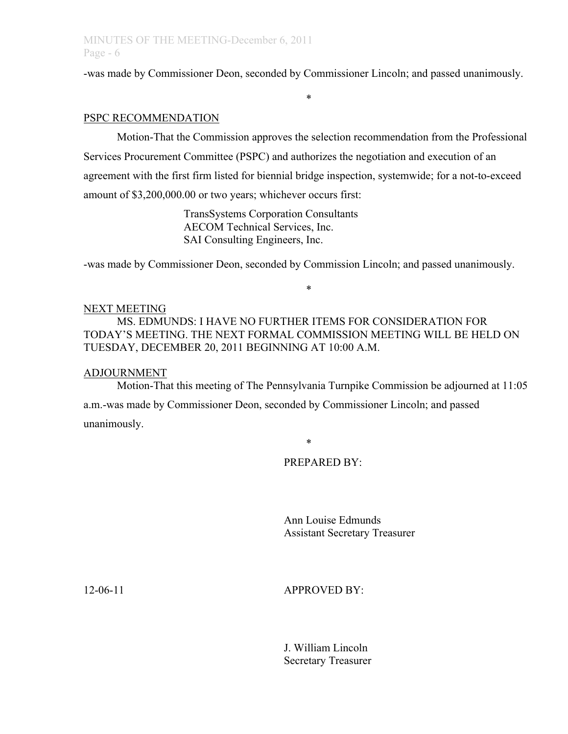-was made by Commissioner Deon, seconded by Commissioner Lincoln; and passed unanimously.

*

PSPC RECOMMENDATION

Motion-That the Commission approves the selection recommendation from the Professional Services Procurement Committee (PSPC) and authorizes the negotiation and execution of an agreement with the first firm listed for biennial bridge inspection, systemwide; for a not-to-exceed amount of $3,200,000.00 or two years; whichever occurs first:

TransSystems Corporation Consultants
AECOM Technical Services, Inc.
SAI Consulting Engineers, Inc.

-was made by Commissioner Deon, seconded by Commission Lincoln; and passed unanimously.

*

NEXT MEETING

MS. EDMUNDS: I HAVE NO FURTHER ITEMS FOR CONSIDERATION FOR TODAY'S MEETING. THE NEXT FORMAL COMMISSION MEETING WILL BE HELD ON TUESDAY, DECEMBER 20, 2011 BEGINNING AT 10:00 A.M.

ADJOURNMENT

Motion-That this meeting of The Pennsylvania Turnpike Commission be adjourned at 11:05 a.m.-was made by Commissioner Deon, seconded by Commissioner Lincoln; and passed unanimously.

*

PREPARED BY:

Ann Louise Edmunds
Assistant Secretary Treasurer

12-06-11

APPROVED BY:

J. William Lincoln
Secretary Treasurer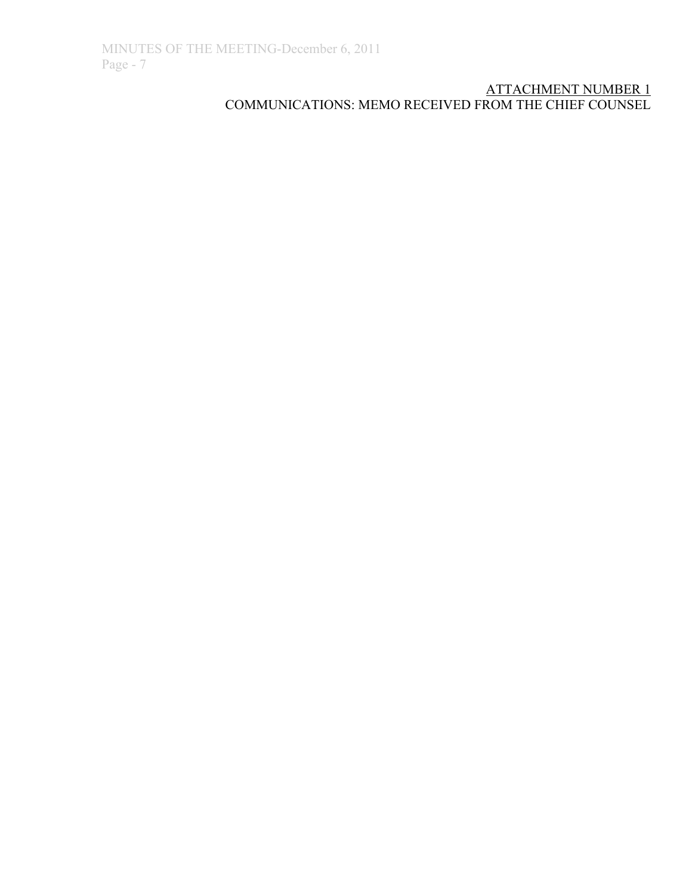<u>ATTACHMENT NUMBER 1</u>

COMMUNICATIONS: MEMO RECEIVED FROM THE CHIEF COUNSEL